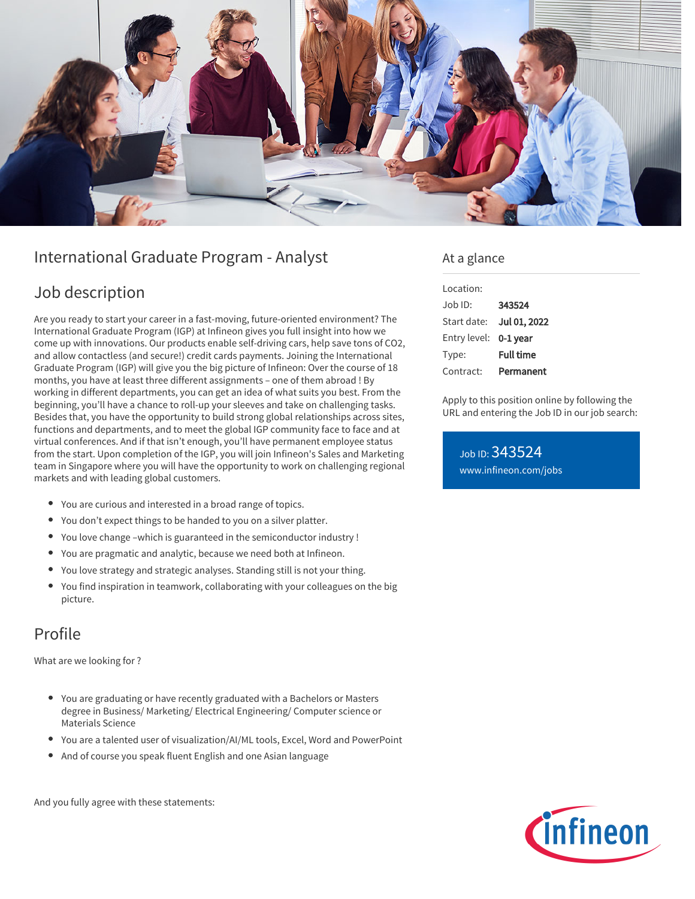# International Graduate Program - Analyst

## Job description

Are you ready to start your career in a fast-moving, future-oriented environment? The International Graduate Program (IGP) at Infineon gives you full insight into how we come up with innovations. Our products enable self-driving cars, help save tons of CO2, and allow contactless (and secure!) credit cards payments. Joining the International Graduate Program (IGP) will give you the big picture of Infineon: Over the course of 18 months, you have at least three different assignments – one of them abroad ! By working in different departments, you can get an idea of what suits you best. From the beginning, you'll have a chance to roll-up your sleeves and take on challenging tasks. Besides that, you have the opportunity to build strong global relationships across sites, functions and departments, and to meet the global IGP community face to face and at virtual conferences. And if that isn't enough, you'll have permanent employee status from the start. Upon completion of the IGP, you will join Infineon's Sales and Marketing team in Singapore where you will have the opportunity to work on challenging regional markets and with leading global customers.

- You are curious and interested in a broad range of topics.
- You don't expect things to be handed to you on a silver platter.
- You love change –which is guaranteed in the semiconductor industry !
- You are pragmatic and analytic, because we need both at Infineon.
- You love strategy and strategic analyses. Standing still is not your thing.
- You find inspiration in teamwork, collaborating with your colleagues on the big picture.

## Profile

What are we looking for ?

- You are graduating or have recently graduated with a Bachelors or Masters degree in Business/ Marketing/ Electrical Engineering/ Computer science or Materials Science
- You are a talented user of visualization/AI/ML tools, Excel, Word and PowerPoint
- And of course you speak fluent English and one Asian language

And you fully agree with these statements:

## At a glance

| | |
|---|---|
| Location: | |
| Job ID: | **343524** |
| Start date: | **Jul 01, 2022** |
| Entry level: | **0-1 year** |
| Type: | **Full time** |
| Contract: | **Permanent** |

Apply to this position online by following the URL and entering the Job ID in our job search:

Job ID: 343524
www.infineon.com/jobs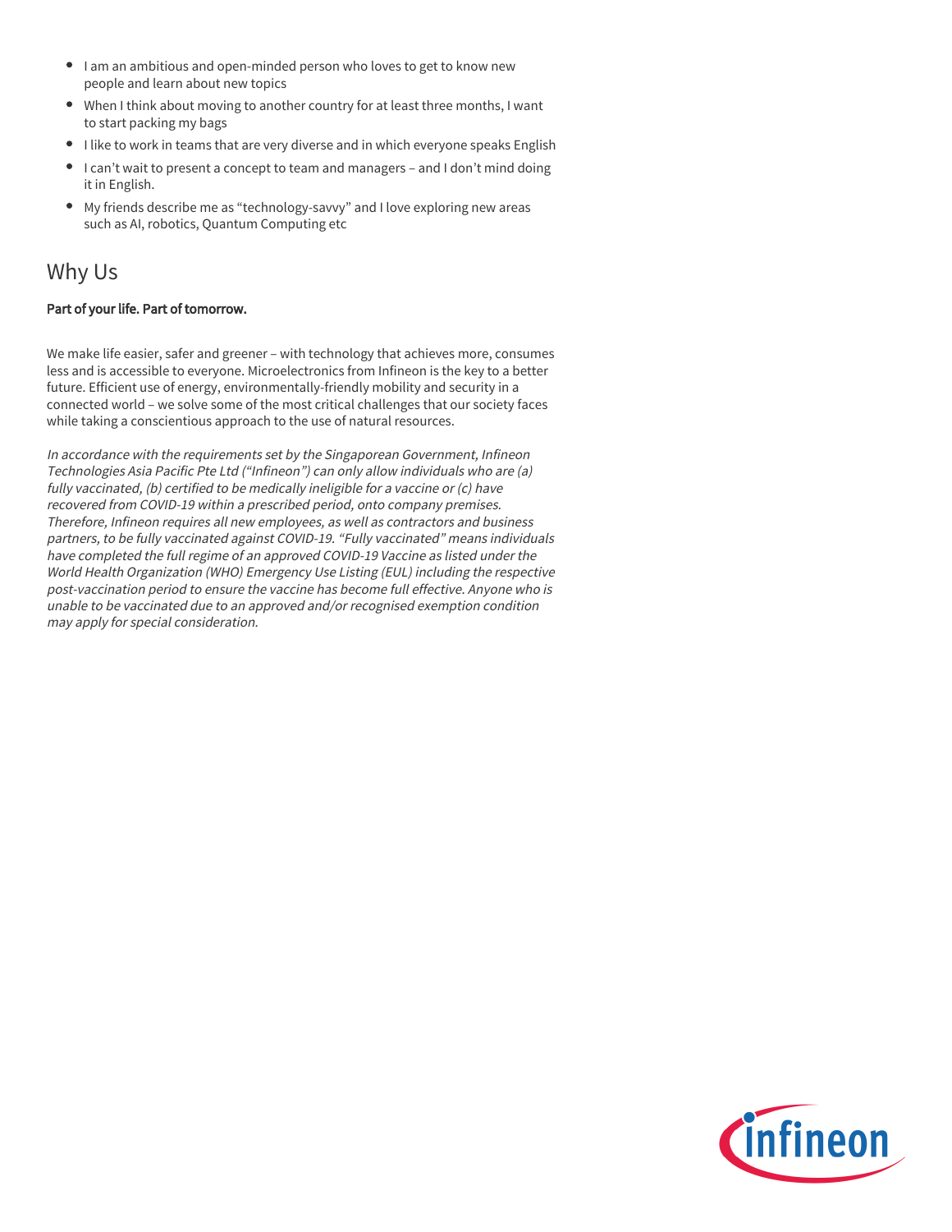- I am an ambitious and open-minded person who loves to get to know new people and learn about new topics
- When I think about moving to another country for at least three months, I want to start packing my bags
- I like to work in teams that are very diverse and in which everyone speaks English
- I can't wait to present a concept to team and managers – and I don't mind doing it in English.
- My friends describe me as "technology-savvy" and I love exploring new areas such as AI, robotics, Quantum Computing etc

## Why Us

**Part of your life. Part of tomorrow.**

We make life easier, safer and greener – with technology that achieves more, consumes less and is accessible to everyone. Microelectronics from Infineon is the key to a better future. Efficient use of energy, environmentally-friendly mobility and security in a connected world – we solve some of the most critical challenges that our society faces while taking a conscientious approach to the use of natural resources.

*In accordance with the requirements set by the Singaporean Government, Infineon Technologies Asia Pacific Pte Ltd ("Infineon") can only allow individuals who are (a) fully vaccinated, (b) certified to be medically ineligible for a vaccine or (c) have recovered from COVID-19 within a prescribed period, onto company premises. Therefore, Infineon requires all new employees, as well as contractors and business partners, to be fully vaccinated against COVID-19. "Fully vaccinated" means individuals have completed the full regime of an approved COVID-19 Vaccine as listed under the World Health Organization (WHO) Emergency Use Listing (EUL) including the respective post-vaccination period to ensure the vaccine has become full effective. Anyone who is unable to be vaccinated due to an approved and/or recognised exemption condition may apply for special consideration.*